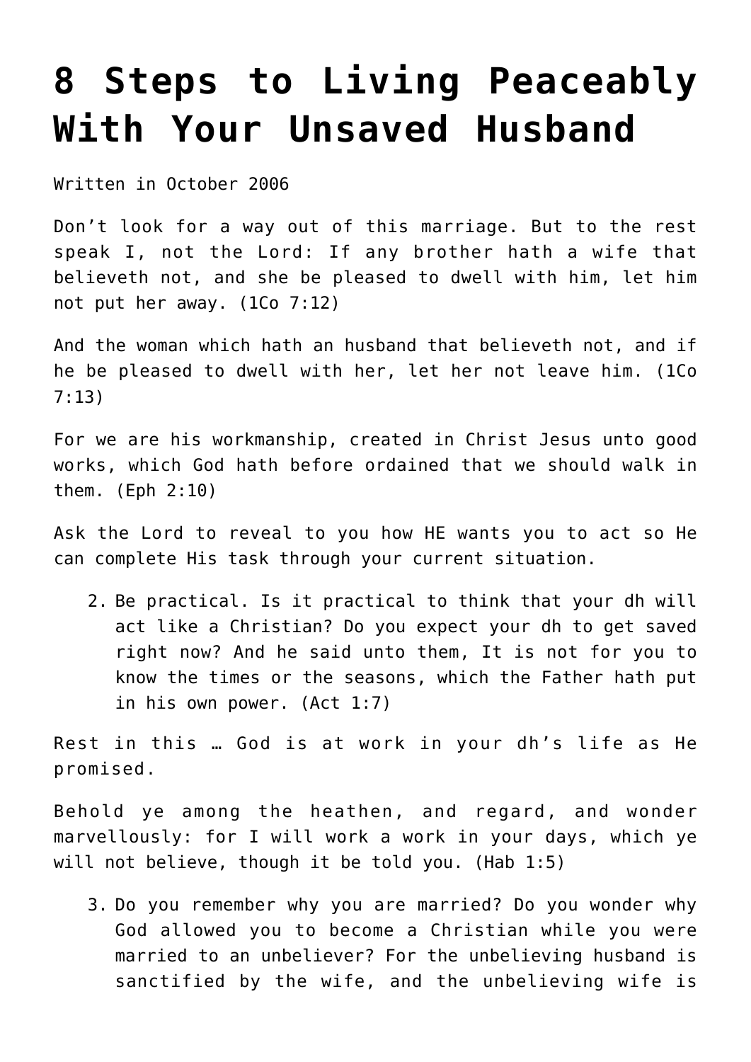# 8 Steps to Living Peaceably With Your Unsaved Husband

Written in October 2006

Don't look for a way out of this marriage. But to the rest speak I, not the Lord: If any brother hath a wife that believeth not, and she be pleased to dwell with him, let him not put her away. (1Co 7:12)

And the woman which hath an husband that believeth not, and if he be pleased to dwell with her, let her not leave him. (1Co 7:13)

For we are his workmanship, created in Christ Jesus unto good works, which God hath before ordained that we should walk in them. (Eph 2:10)

Ask the Lord to reveal to you how HE wants you to act so He can complete His task through your current situation.

2. Be practical. Is it practical to think that your dh will act like a Christian? Do you expect your dh to get saved right now? And he said unto them, It is not for you to know the times or the seasons, which the Father hath put in his own power. (Act 1:7)

Rest in this … God is at work in your dh's life as He promised.

Behold ye among the heathen, and regard, and wonder marvellously: for I will work a work in your days, which ye will not believe, though it be told you. (Hab 1:5)

3. Do you remember why you are married? Do you wonder why God allowed you to become a Christian while you were married to an unbeliever? For the unbelieving husband is sanctified by the wife, and the unbelieving wife is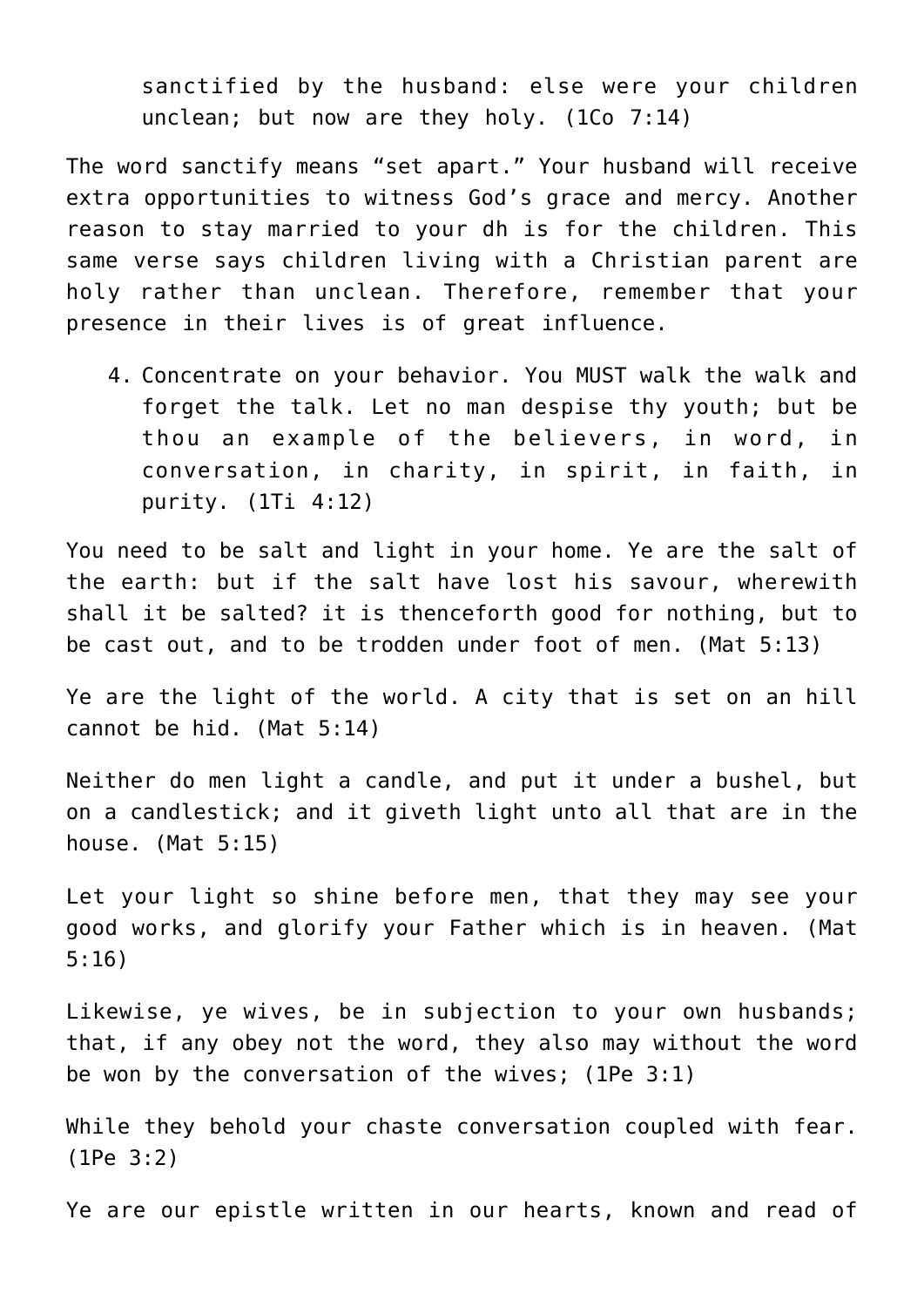> sanctified by the husband: else were your children unclean; but now are they holy. (1Co 7:14)

The word sanctify means “set apart.” Your husband will receive extra opportunities to witness God’s grace and mercy. Another reason to stay married to your dh is for the children. This same verse says children living with a Christian parent are holy rather than unclean. Therefore, remember that your presence in their lives is of great influence.

4. Concentrate on your behavior. You MUST walk the walk and forget the talk. Let no man despise thy youth; but be thou an example of the believers, in word, in conversation, in charity, in spirit, in faith, in purity. (1Ti 4:12)

You need to be salt and light in your home. Ye are the salt of the earth: but if the salt have lost his savour, wherewith shall it be salted? it is thenceforth good for nothing, but to be cast out, and to be trodden under foot of men. (Mat 5:13)

Ye are the light of the world. A city that is set on an hill cannot be hid. (Mat 5:14)

Neither do men light a candle, and put it under a bushel, but on a candlestick; and it giveth light unto all that are in the house. (Mat 5:15)

Let your light so shine before men, that they may see your good works, and glorify your Father which is in heaven. (Mat 5:16)

Likewise, ye wives, be in subjection to your own husbands; that, if any obey not the word, they also may without the word be won by the conversation of the wives; (1Pe 3:1)

While they behold your chaste conversation coupled with fear. (1Pe 3:2)

Ye are our epistle written in our hearts, known and read of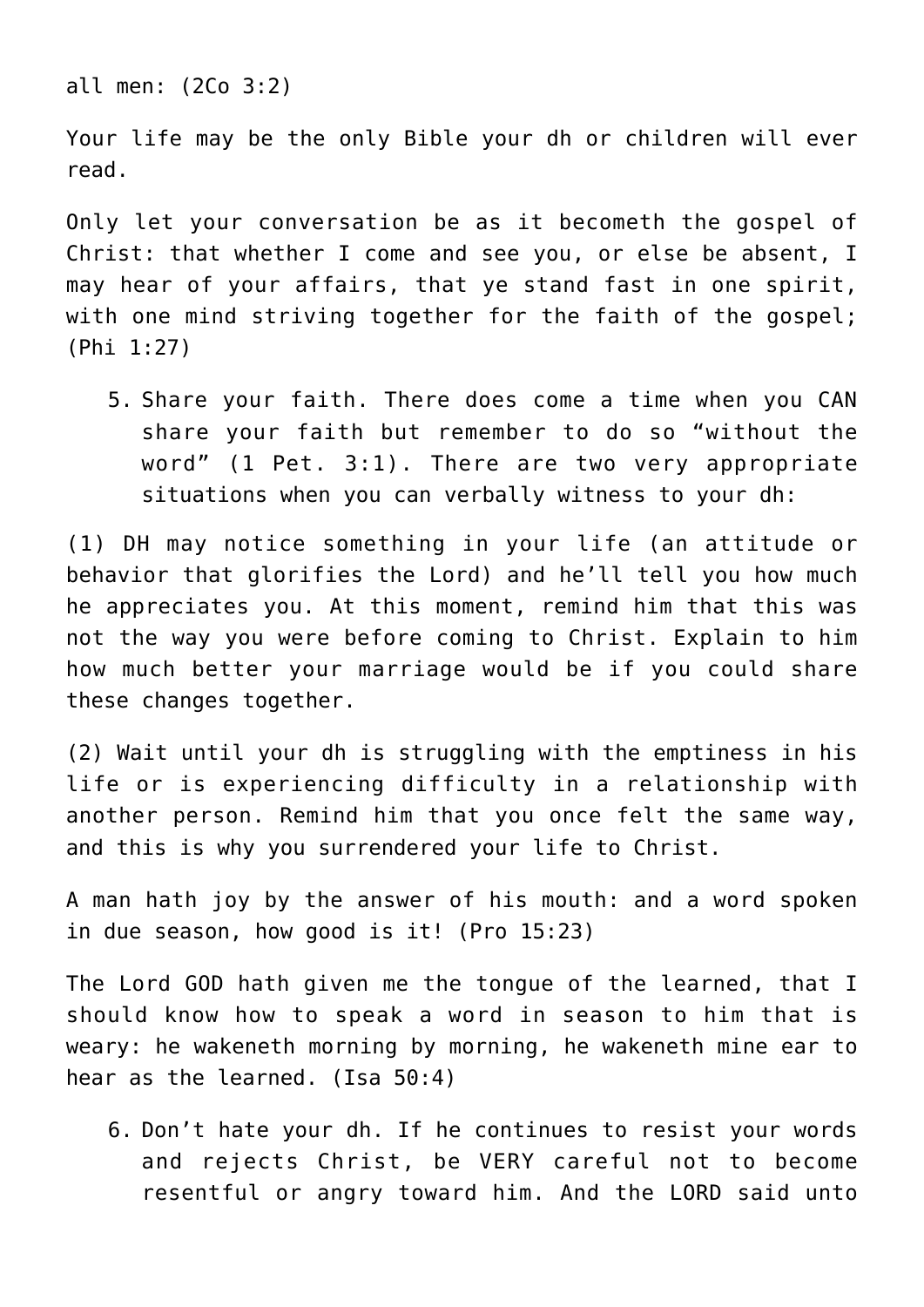all men: (2Co 3:2)

Your life may be the only Bible your dh or children will ever read.

Only let your conversation be as it becometh the gospel of Christ: that whether I come and see you, or else be absent, I may hear of your affairs, that ye stand fast in one spirit, with one mind striving together for the faith of the gospel; (Phi 1:27)

5. Share your faith. There does come a time when you CAN share your faith but remember to do so "without the word" (1 Pet. 3:1). There are two very appropriate situations when you can verbally witness to your dh:

(1) DH may notice something in your life (an attitude or behavior that glorifies the Lord) and he'll tell you how much he appreciates you. At this moment, remind him that this was not the way you were before coming to Christ. Explain to him how much better your marriage would be if you could share these changes together.

(2) Wait until your dh is struggling with the emptiness in his life or is experiencing difficulty in a relationship with another person. Remind him that you once felt the same way, and this is why you surrendered your life to Christ.

A man hath joy by the answer of his mouth: and a word spoken in due season, how good is it! (Pro 15:23)

The Lord GOD hath given me the tongue of the learned, that I should know how to speak a word in season to him that is weary: he wakeneth morning by morning, he wakeneth mine ear to hear as the learned. (Isa 50:4)

6. Don't hate your dh. If he continues to resist your words and rejects Christ, be VERY careful not to become resentful or angry toward him. And the LORD said unto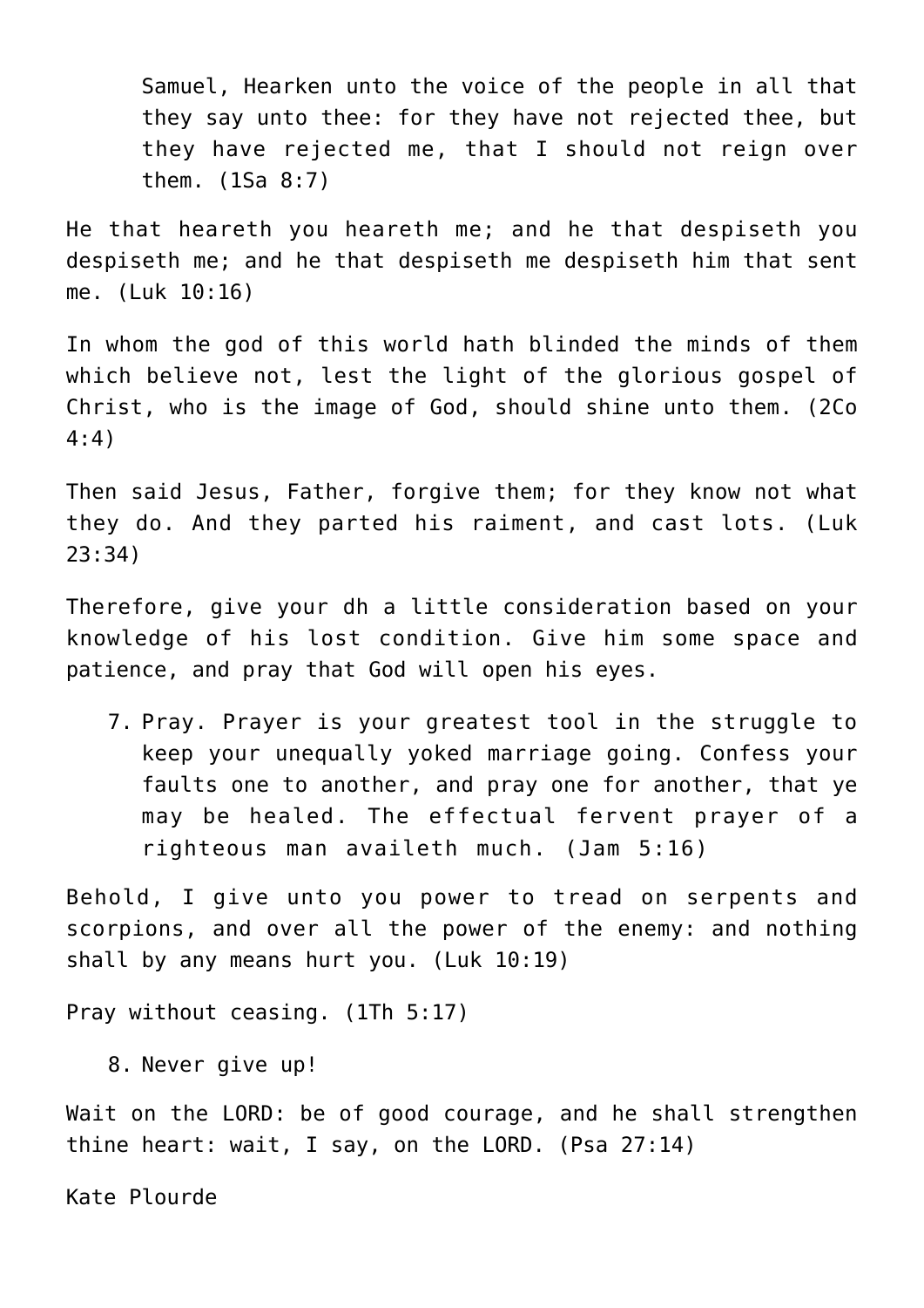Samuel, Hearken unto the voice of the people in all that they say unto thee: for they have not rejected thee, but they have rejected me, that I should not reign over them. (1Sa 8:7)

He that heareth you heareth me; and he that despiseth you despiseth me; and he that despiseth me despiseth him that sent me. (Luk 10:16)

In whom the god of this world hath blinded the minds of them which believe not, lest the light of the glorious gospel of Christ, who is the image of God, should shine unto them. (2Co 4:4)

Then said Jesus, Father, forgive them; for they know not what they do. And they parted his raiment, and cast lots. (Luk 23:34)

Therefore, give your dh a little consideration based on your knowledge of his lost condition. Give him some space and patience, and pray that God will open his eyes.

7. Pray. Prayer is your greatest tool in the struggle to keep your unequally yoked marriage going. Confess your faults one to another, and pray one for another, that ye may be healed. The effectual fervent prayer of a righteous man availeth much. (Jam 5:16)

Behold, I give unto you power to tread on serpents and scorpions, and over all the power of the enemy: and nothing shall by any means hurt you. (Luk 10:19)

Pray without ceasing. (1Th 5:17)

8. Never give up!

Wait on the LORD: be of good courage, and he shall strengthen thine heart: wait, I say, on the LORD. (Psa 27:14)

Kate Plourde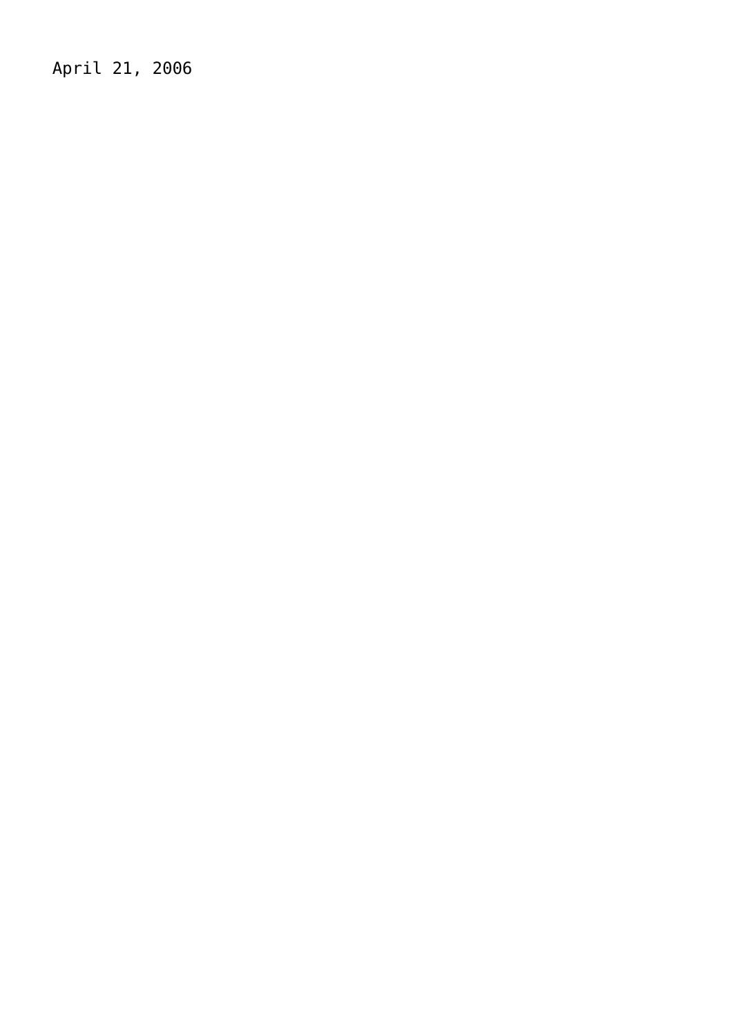April 21, 2006